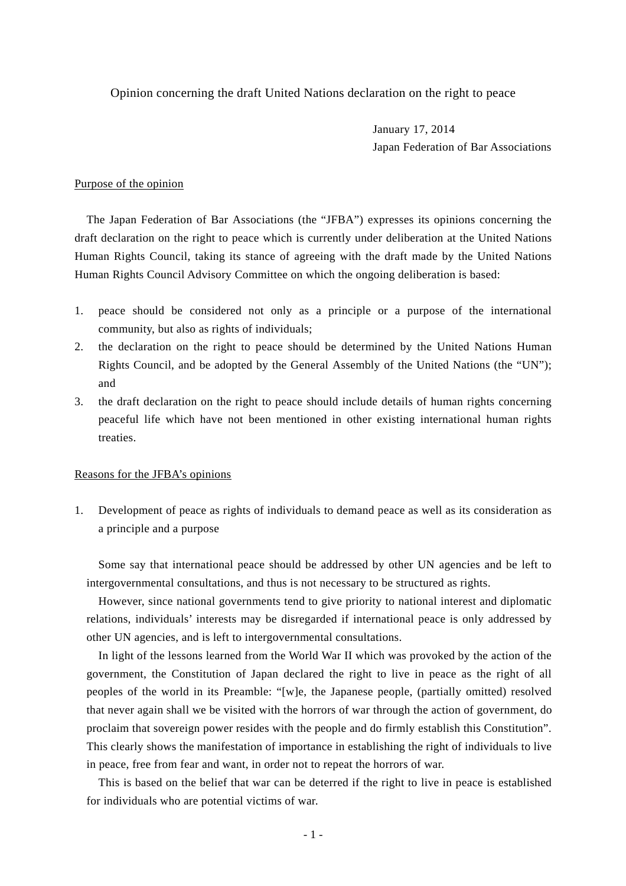# Opinion concerning the draft United Nations declaration on the right to peace

January 17, 2014
Japan Federation of Bar Associations

## Purpose of the opinion

The Japan Federation of Bar Associations (the "JFBA") expresses its opinions concerning the draft declaration on the right to peace which is currently under deliberation at the United Nations Human Rights Council, taking its stance of agreeing with the draft made by the United Nations Human Rights Council Advisory Committee on which the ongoing deliberation is based:

1. peace should be considered not only as a principle or a purpose of the international community, but also as rights of individuals;
2. the declaration on the right to peace should be determined by the United Nations Human Rights Council, and be adopted by the General Assembly of the United Nations (the "UN"); and
3. the draft declaration on the right to peace should include details of human rights concerning peaceful life which have not been mentioned in other existing international human rights treaties.

## Reasons for the JFBA's opinions

1. Development of peace as rights of individuals to demand peace as well as its consideration as a principle and a purpose

Some say that international peace should be addressed by other UN agencies and be left to intergovernmental consultations, and thus is not necessary to be structured as rights.

However, since national governments tend to give priority to national interest and diplomatic relations, individuals' interests may be disregarded if international peace is only addressed by other UN agencies, and is left to intergovernmental consultations.

In light of the lessons learned from the World War II which was provoked by the action of the government, the Constitution of Japan declared the right to live in peace as the right of all peoples of the world in its Preamble: "[w]e, the Japanese people, (partially omitted) resolved that never again shall we be visited with the horrors of war through the action of government, do proclaim that sovereign power resides with the people and do firmly establish this Constitution". This clearly shows the manifestation of importance in establishing the right of individuals to live in peace, free from fear and want, in order not to repeat the horrors of war.

This is based on the belief that war can be deterred if the right to live in peace is established for individuals who are potential victims of war.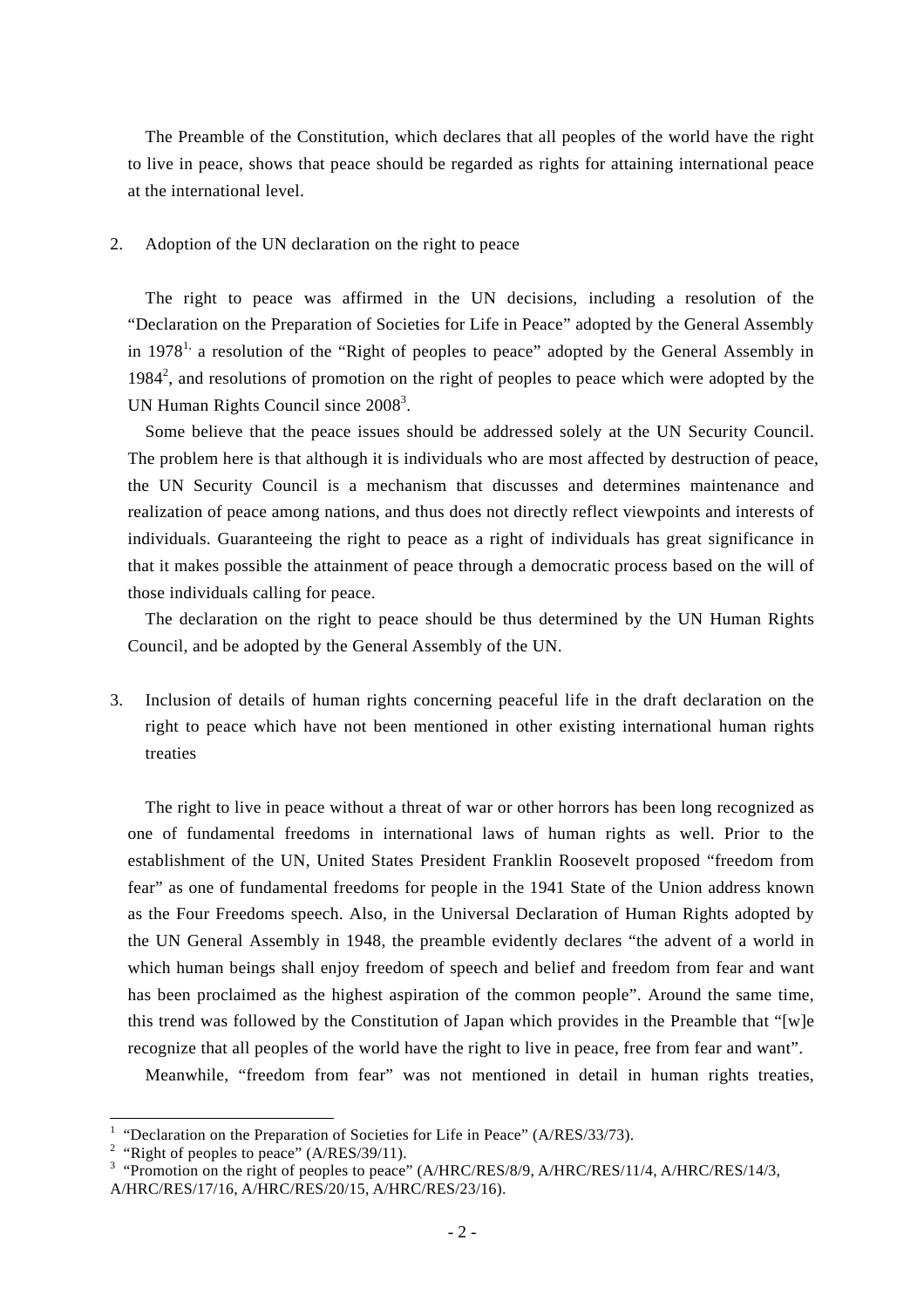The Preamble of the Constitution, which declares that all peoples of the world have the right to live in peace, shows that peace should be regarded as rights for attaining international peace at the international level.

2. Adoption of the UN declaration on the right to peace

The right to peace was affirmed in the UN decisions, including a resolution of the "Declaration on the Preparation of Societies for Life in Peace" adopted by the General Assembly in 1978[1], a resolution of the "Right of peoples to peace" adopted by the General Assembly in 1984[2], and resolutions of promotion on the right of peoples to peace which were adopted by the UN Human Rights Council since 2008[3].

Some believe that the peace issues should be addressed solely at the UN Security Council. The problem here is that although it is individuals who are most affected by destruction of peace, the UN Security Council is a mechanism that discusses and determines maintenance and realization of peace among nations, and thus does not directly reflect viewpoints and interests of individuals. Guaranteeing the right to peace as a right of individuals has great significance in that it makes possible the attainment of peace through a democratic process based on the will of those individuals calling for peace.

The declaration on the right to peace should be thus determined by the UN Human Rights Council, and be adopted by the General Assembly of the UN.

3. Inclusion of details of human rights concerning peaceful life in the draft declaration on the right to peace which have not been mentioned in other existing international human rights treaties

The right to live in peace without a threat of war or other horrors has been long recognized as one of fundamental freedoms in international laws of human rights as well. Prior to the establishment of the UN, United States President Franklin Roosevelt proposed "freedom from fear" as one of fundamental freedoms for people in the 1941 State of the Union address known as the Four Freedoms speech. Also, in the Universal Declaration of Human Rights adopted by the UN General Assembly in 1948, the preamble evidently declares "the advent of a world in which human beings shall enjoy freedom of speech and belief and freedom from fear and want has been proclaimed as the highest aspiration of the common people". Around the same time, this trend was followed by the Constitution of Japan which provides in the Preamble that "[w]e recognize that all peoples of the world have the right to live in peace, free from fear and want".

Meanwhile, "freedom from fear" was not mentioned in detail in human rights treaties,

---

[1] "Declaration on the Preparation of Societies for Life in Peace" (A/RES/33/73).

[2] "Right of peoples to peace" (A/RES/39/11).

[3] "Promotion on the right of peoples to peace" (A/HRC/RES/8/9, A/HRC/RES/11/4, A/HRC/RES/14/3, A/HRC/RES/17/16, A/HRC/RES/20/15, A/HRC/RES/23/16).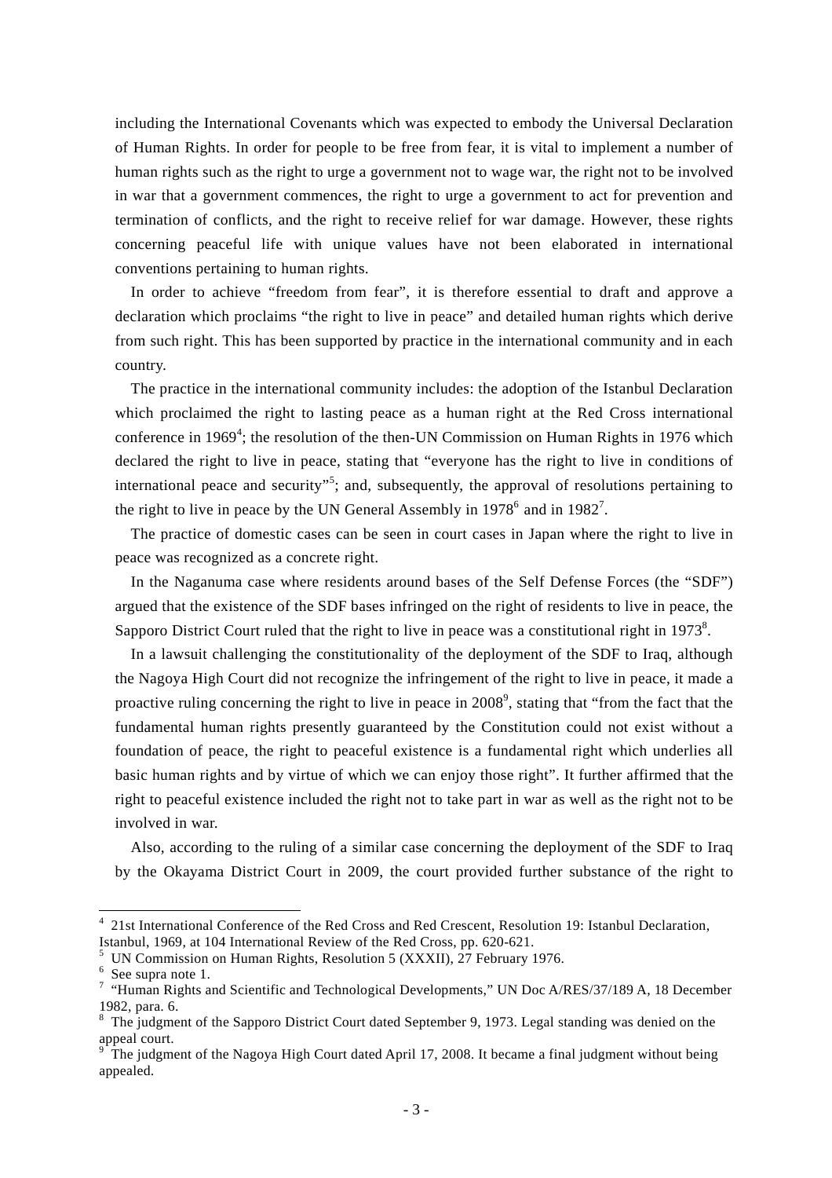including the International Covenants which was expected to embody the Universal Declaration of Human Rights. In order for people to be free from fear, it is vital to implement a number of human rights such as the right to urge a government not to wage war, the right not to be involved in war that a government commences, the right to urge a government to act for prevention and termination of conflicts, and the right to receive relief for war damage. However, these rights concerning peaceful life with unique values have not been elaborated in international conventions pertaining to human rights.

In order to achieve "freedom from fear", it is therefore essential to draft and approve a declaration which proclaims "the right to live in peace" and detailed human rights which derive from such right. This has been supported by practice in the international community and in each country.

The practice in the international community includes: the adoption of the Istanbul Declaration which proclaimed the right to lasting peace as a human right at the Red Cross international conference in 1969[4]; the resolution of the then-UN Commission on Human Rights in 1976 which declared the right to live in peace, stating that "everyone has the right to live in conditions of international peace and security"[5]; and, subsequently, the approval of resolutions pertaining to the right to live in peace by the UN General Assembly in 1978[6] and in 1982[7].

The practice of domestic cases can be seen in court cases in Japan where the right to live in peace was recognized as a concrete right.

In the Naganuma case where residents around bases of the Self Defense Forces (the "SDF") argued that the existence of the SDF bases infringed on the right of residents to live in peace, the Sapporo District Court ruled that the right to live in peace was a constitutional right in 1973[8].

In a lawsuit challenging the constitutionality of the deployment of the SDF to Iraq, although the Nagoya High Court did not recognize the infringement of the right to live in peace, it made a proactive ruling concerning the right to live in peace in 2008[9], stating that "from the fact that the fundamental human rights presently guaranteed by the Constitution could not exist without a foundation of peace, the right to peaceful existence is a fundamental right which underlies all basic human rights and by virtue of which we can enjoy those right". It further affirmed that the right to peaceful existence included the right not to take part in war as well as the right not to be involved in war.

Also, according to the ruling of a similar case concerning the deployment of the SDF to Iraq by the Okayama District Court in 2009, the court provided further substance of the right to

---

[4] 21st International Conference of the Red Cross and Red Crescent, Resolution 19: Istanbul Declaration, Istanbul, 1969, at 104 International Review of the Red Cross, pp. 620-621.

[5] UN Commission on Human Rights, Resolution 5 (XXXII), 27 February 1976.

[6] See supra note 1.

[7] "Human Rights and Scientific and Technological Developments," UN Doc A/RES/37/189 A, 18 December 1982, para. 6.

[8] The judgment of the Sapporo District Court dated September 9, 1973. Legal standing was denied on the appeal court.

[9] The judgment of the Nagoya High Court dated April 17, 2008. It became a final judgment without being appealed.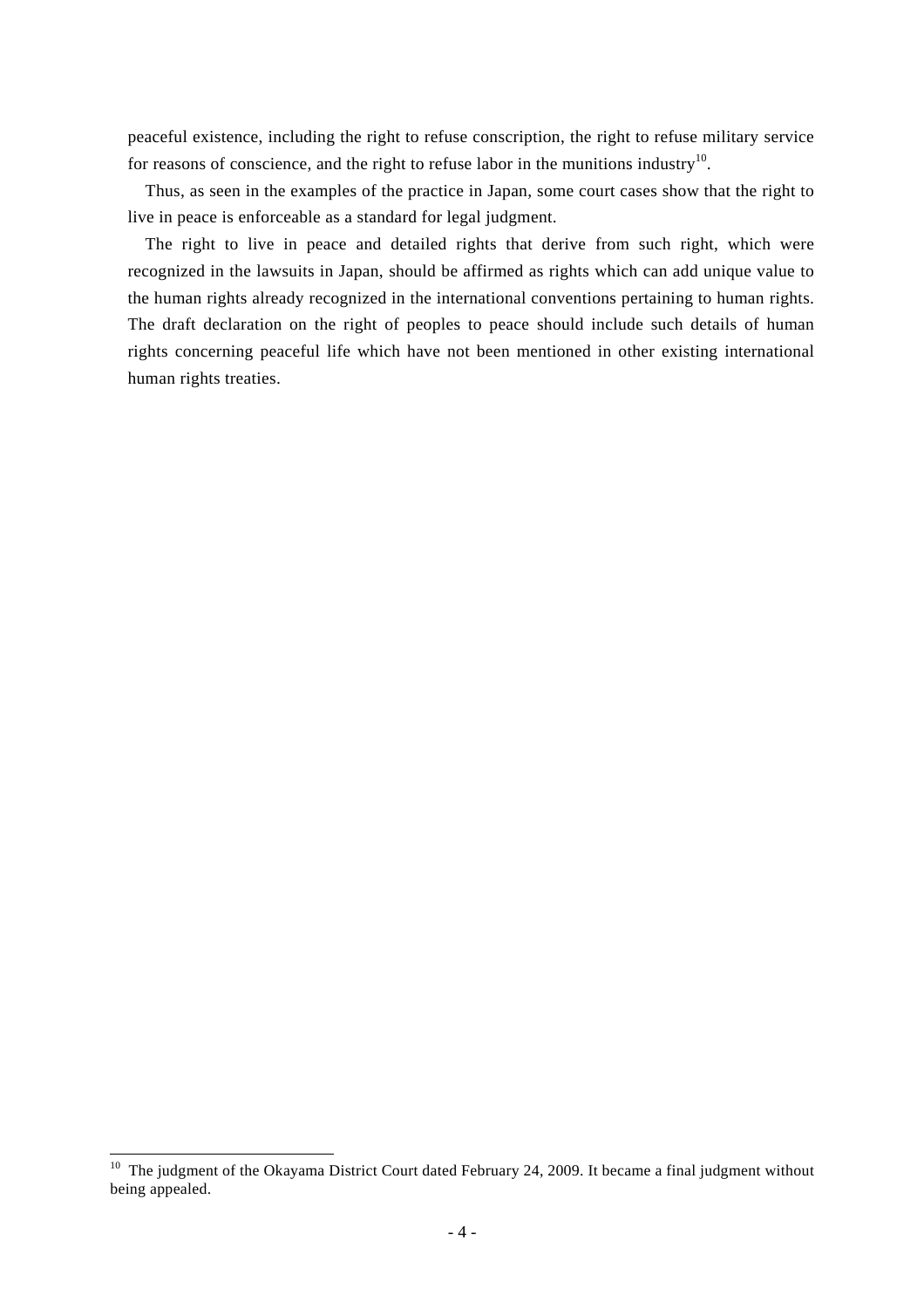peaceful existence, including the right to refuse conscription, the right to refuse military service for reasons of conscience, and the right to refuse labor in the munitions industry[10].

Thus, as seen in the examples of the practice in Japan, some court cases show that the right to live in peace is enforceable as a standard for legal judgment.

The right to live in peace and detailed rights that derive from such right, which were recognized in the lawsuits in Japan, should be affirmed as rights which can add unique value to the human rights already recognized in the international conventions pertaining to human rights. The draft declaration on the right of peoples to peace should include such details of human rights concerning peaceful life which have not been mentioned in other existing international human rights treaties.

---

[10] The judgment of the Okayama District Court dated February 24, 2009. It became a final judgment without being appealed.